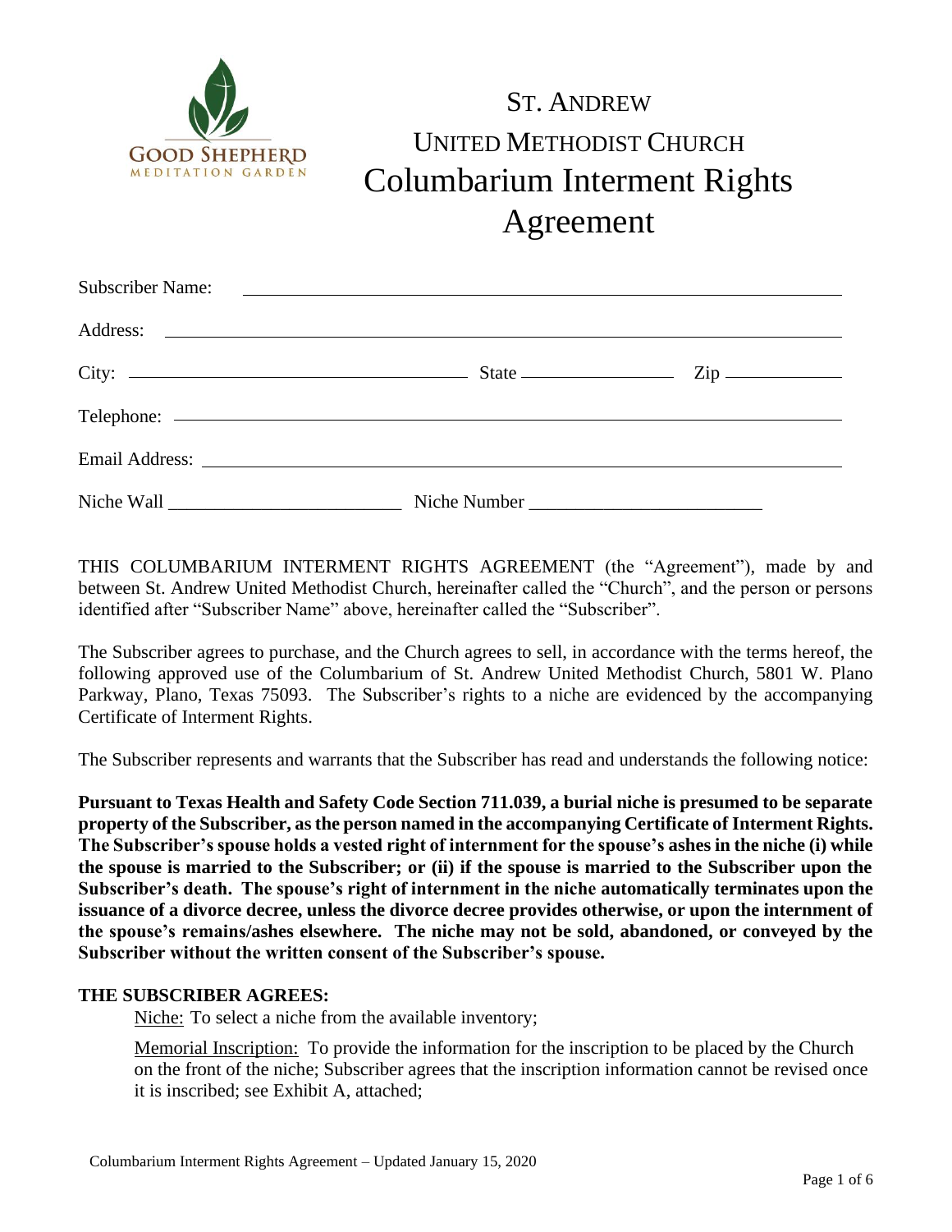GOOD SHEPHERD
MEDITATION GARDEN

# ST. ANDREW UNITED METHODIST CHURCH Columbarium Interment Rights Agreement

Subscriber Name: ____________________________________________

Address: ____________________________________________

City: ______________________ State ____________ Zip __________

Telephone: ____________________________________________

Email Address: ____________________________________________

Niche Wall ________________________ Niche Number ________________________

THIS COLUMBARIUM INTERMENT RIGHTS AGREEMENT (the "Agreement"), made by and between St. Andrew United Methodist Church, hereinafter called the "Church", and the person or persons identified after "Subscriber Name" above, hereinafter called the "Subscriber".

The Subscriber agrees to purchase, and the Church agrees to sell, in accordance with the terms hereof, the following approved use of the Columbarium of St. Andrew United Methodist Church, 5801 W. Plano Parkway, Plano, Texas 75093. The Subscriber's rights to a niche are evidenced by the accompanying Certificate of Interment Rights.

The Subscriber represents and warrants that the Subscriber has read and understands the following notice:

**Pursuant to Texas Health and Safety Code Section 711.039, a burial niche is presumed to be separate property of the Subscriber, as the person named in the accompanying Certificate of Interment Rights. The Subscriber's spouse holds a vested right of internment for the spouse's ashes in the niche (i) while the spouse is married to the Subscriber; or (ii) if the spouse is married to the Subscriber upon the Subscriber's death. The spouse's right of internment in the niche automatically terminates upon the issuance of a divorce decree, unless the divorce decree provides otherwise, or upon the internment of the spouse's remains/ashes elsewhere. The niche may not be sold, abandoned, or conveyed by the Subscriber without the written consent of the Subscriber's spouse.**

**THE SUBSCRIBER AGREES:**

Niche: To select a niche from the available inventory;

Memorial Inscription: To provide the information for the inscription to be placed by the Church on the front of the niche; Subscriber agrees that the inscription information cannot be revised once it is inscribed; see Exhibit A, attached;

Columbarium Interment Rights Agreement – Updated January 15, 2020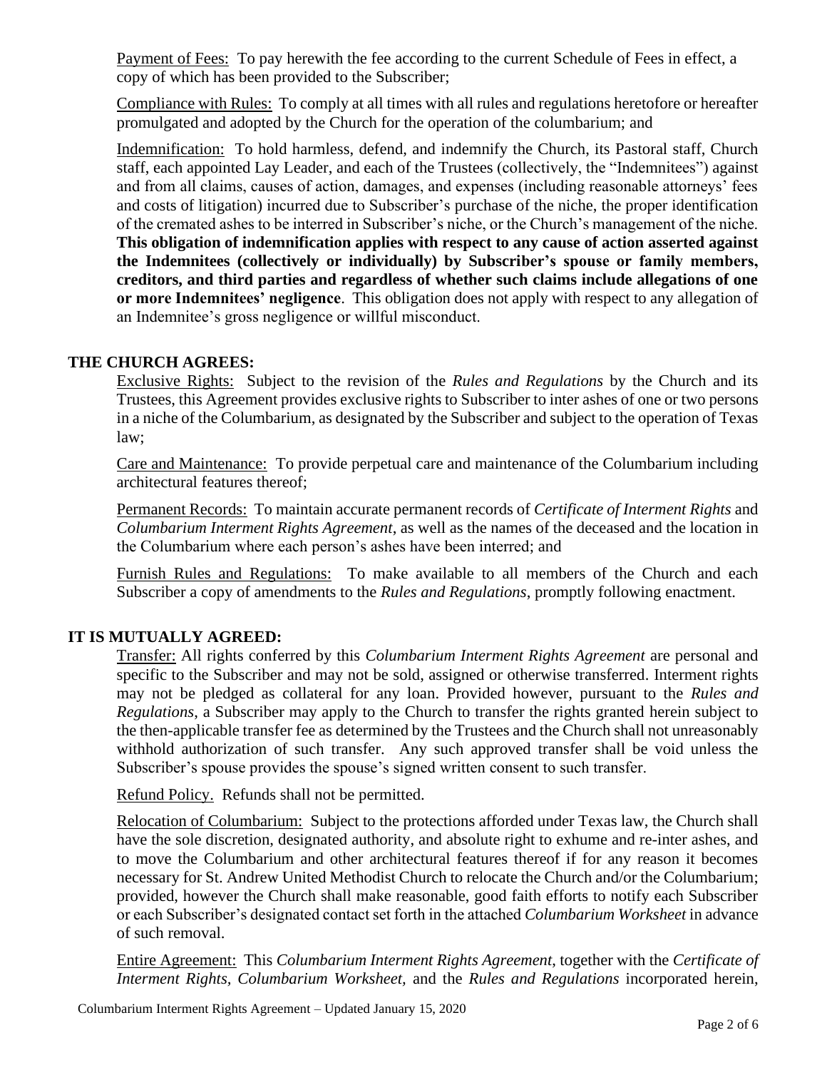Payment of Fees: To pay herewith the fee according to the current Schedule of Fees in effect, a copy of which has been provided to the Subscriber;

Compliance with Rules: To comply at all times with all rules and regulations heretofore or hereafter promulgated and adopted by the Church for the operation of the columbarium; and

Indemnification: To hold harmless, defend, and indemnify the Church, its Pastoral staff, Church staff, each appointed Lay Leader, and each of the Trustees (collectively, the "Indemnitees") against and from all claims, causes of action, damages, and expenses (including reasonable attorneys' fees and costs of litigation) incurred due to Subscriber's purchase of the niche, the proper identification of the cremated ashes to be interred in Subscriber's niche, or the Church's management of the niche. **This obligation of indemnification applies with respect to any cause of action asserted against the Indemnitees (collectively or individually) by Subscriber's spouse or family members, creditors, and third parties and regardless of whether such claims include allegations of one or more Indemnitees' negligence**. This obligation does not apply with respect to any allegation of an Indemnitee's gross negligence or willful misconduct.

## THE CHURCH AGREES:

Exclusive Rights: Subject to the revision of the *Rules and Regulations* by the Church and its Trustees, this Agreement provides exclusive rights to Subscriber to inter ashes of one or two persons in a niche of the Columbarium, as designated by the Subscriber and subject to the operation of Texas law;

Care and Maintenance: To provide perpetual care and maintenance of the Columbarium including architectural features thereof;

Permanent Records: To maintain accurate permanent records of *Certificate of Interment Rights* and *Columbarium Interment Rights Agreement*, as well as the names of the deceased and the location in the Columbarium where each person's ashes have been interred; and

Furnish Rules and Regulations: To make available to all members of the Church and each Subscriber a copy of amendments to the *Rules and Regulations*, promptly following enactment.

## IT IS MUTUALLY AGREED:

Transfer: All rights conferred by this *Columbarium Interment Rights Agreement* are personal and specific to the Subscriber and may not be sold, assigned or otherwise transferred. Interment rights may not be pledged as collateral for any loan. Provided however, pursuant to the *Rules and Regulations*, a Subscriber may apply to the Church to transfer the rights granted herein subject to the then-applicable transfer fee as determined by the Trustees and the Church shall not unreasonably withhold authorization of such transfer. Any such approved transfer shall be void unless the Subscriber's spouse provides the spouse's signed written consent to such transfer.

Refund Policy. Refunds shall not be permitted.

Relocation of Columbarium: Subject to the protections afforded under Texas law, the Church shall have the sole discretion, designated authority, and absolute right to exhume and re-inter ashes, and to move the Columbarium and other architectural features thereof if for any reason it becomes necessary for St. Andrew United Methodist Church to relocate the Church and/or the Columbarium; provided, however the Church shall make reasonable, good faith efforts to notify each Subscriber or each Subscriber's designated contact set forth in the attached *Columbarium Worksheet* in advance of such removal.

Entire Agreement: This *Columbarium Interment Rights Agreement*, together with the *Certificate of Interment Rights, Columbarium Worksheet,* and the *Rules and Regulations* incorporated herein,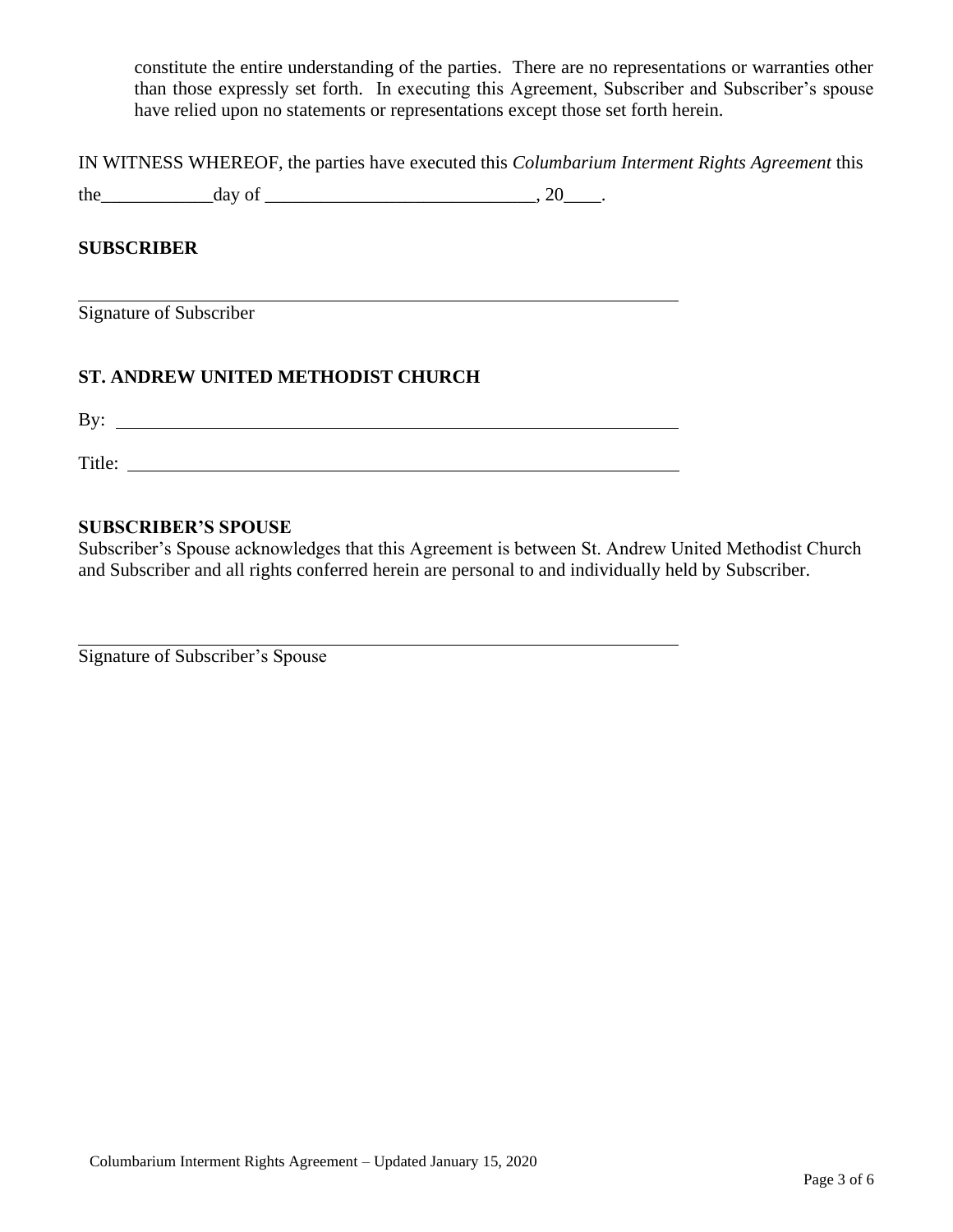constitute the entire understanding of the parties. There are no representations or warranties other than those expressly set forth. In executing this Agreement, Subscriber and Subscriber's spouse have relied upon no statements or representations except those set forth herein.

IN WITNESS WHEREOF, the parties have executed this *Columbarium Interment Rights Agreement* this the____________day of _____________________________, 20____.

**SUBSCRIBER**

_______________________________________________

Signature of Subscriber

**ST. ANDREW UNITED METHODIST CHURCH**

By: _______________________________________________

Title: _______________________________________________

**SUBSCRIBER'S SPOUSE**

Subscriber's Spouse acknowledges that this Agreement is between St. Andrew United Methodist Church and Subscriber and all rights conferred herein are personal to and individually held by Subscriber.

_______________________________________________

Signature of Subscriber's Spouse

Columbarium Interment Rights Agreement – Updated January 15, 2020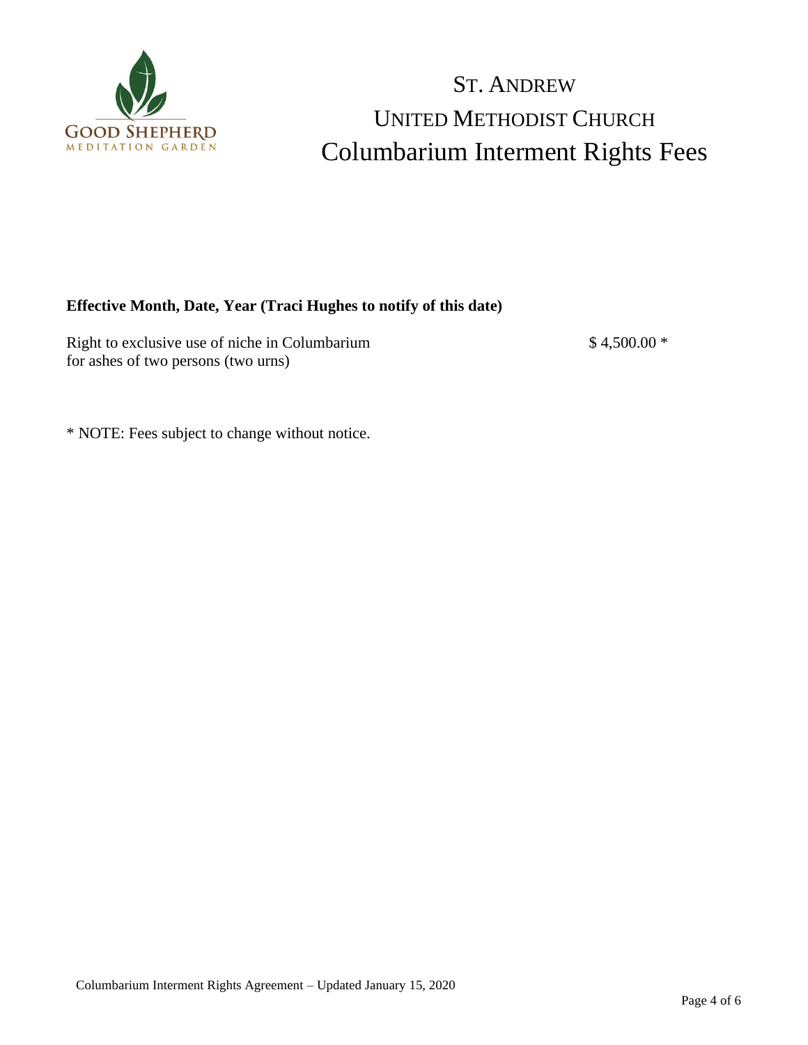GOOD SHEPHERD
MEDITATION GARDEN

# ST. ANDREW
# UNITED METHODIST CHURCH
# Columbarium Interment Rights Fees

**Effective Month, Date, Year (Traci Hughes to notify of this date)**

| | |
|---|---|
| Right to exclusive use of niche in Columbarium for ashes of two persons (two urns) | $ 4,500.00 * |

* NOTE: Fees subject to change without notice.

Columbarium Interment Rights Agreement – Updated January 15, 2020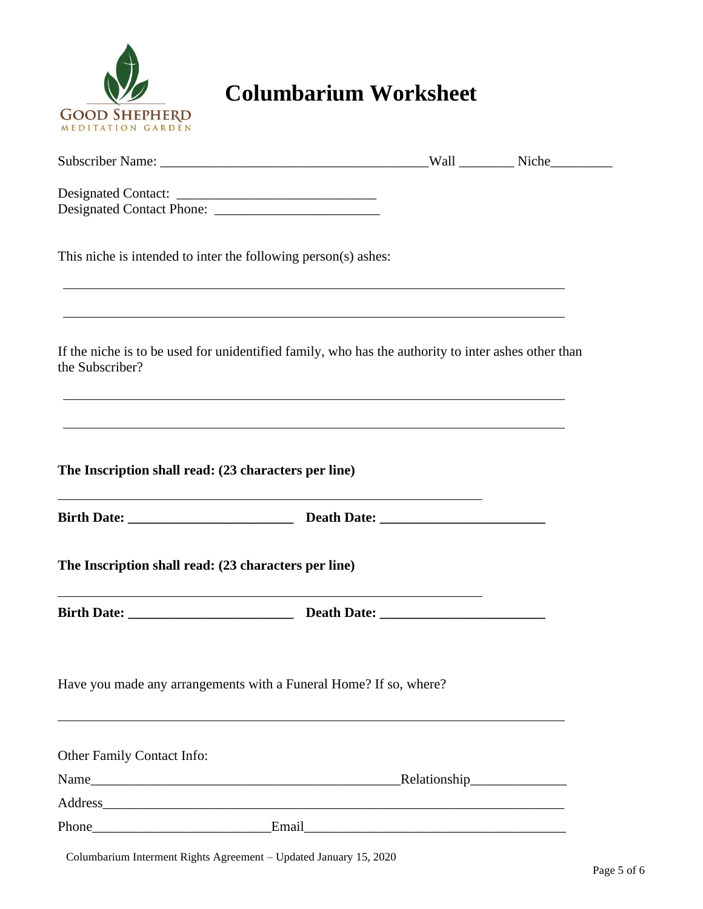GOOD SHEPHERD
MEDITATION GARDEN

# Columbarium Worksheet

Subscriber Name: ______________________________________Wall ________ Niche_________

Designated Contact: ____________________________
Designated Contact Phone: ________________________

This niche is intended to inter the following person(s) ashes:

__________________________________________________________________________

__________________________________________________________________________

If the niche is to be used for unidentified family, who has the authority to inter ashes other than the Subscriber?

__________________________________________________________________________

__________________________________________________________________________

**The Inscription shall read: (23 characters per line)**

_______________________________________________________________

**Birth Date: ________________________ Death Date: ________________________**

**The Inscription shall read: (23 characters per line)**

_______________________________________________________________

**Birth Date: ________________________ Death Date: ________________________**

Have you made any arrangements with a Funeral Home? If so, where?

__________________________________________________________________________

Other Family Contact Info:

Name_____________________________________________Relationship_____________

Address_____________________________________________________________________

Phone__________________________Email_______________________________________

Columbarium Interment Rights Agreement – Updated January 15, 2020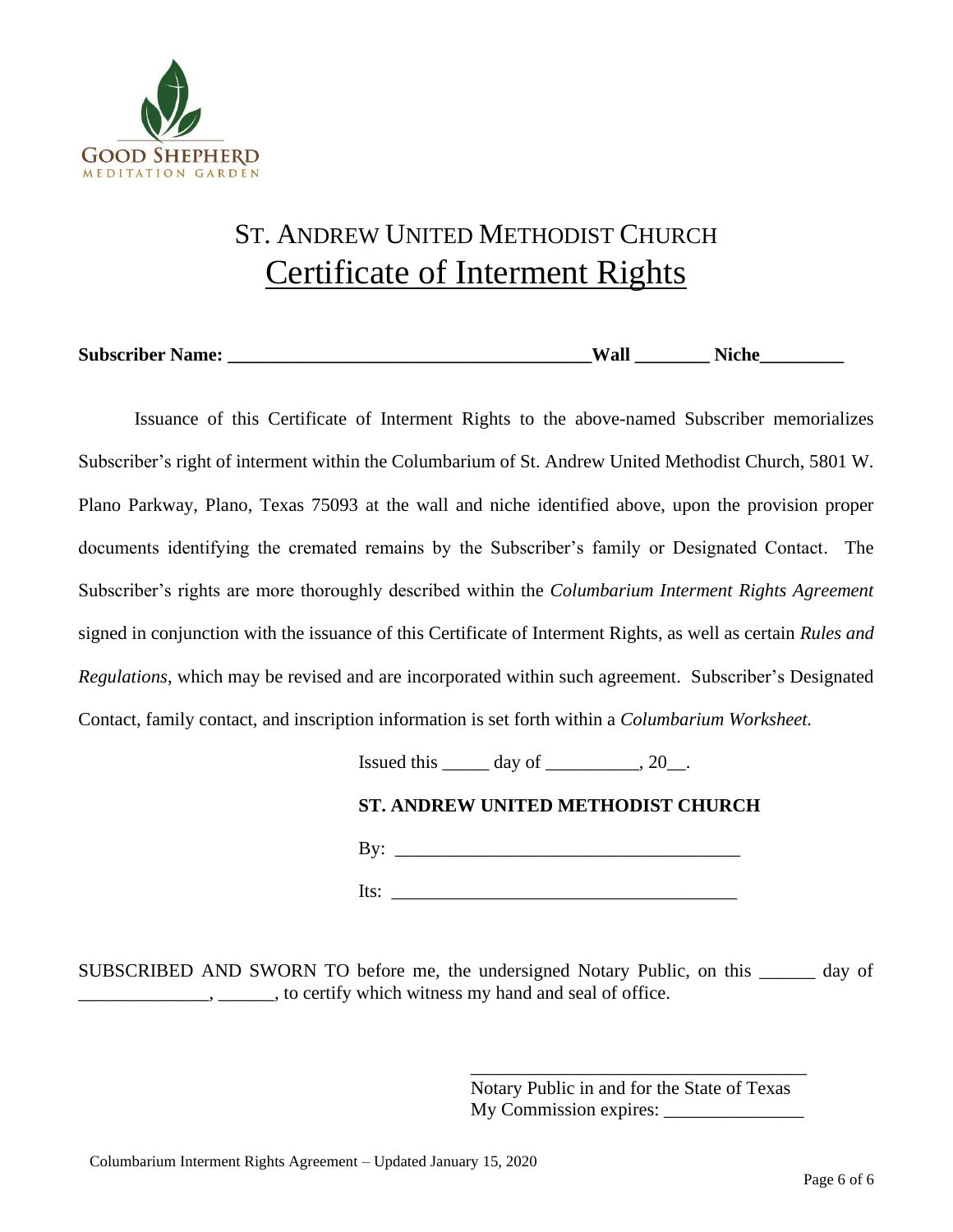GOOD SHEPHERD
MEDITATION GARDEN

# ST. ANDREW UNITED METHODIST CHURCH

## Certificate of Interment Rights

**Subscriber Name: ________________________________________Wall ________ Niche_________**

Issuance of this Certificate of Interment Rights to the above-named Subscriber memorializes Subscriber's right of interment within the Columbarium of St. Andrew United Methodist Church, 5801 W. Plano Parkway, Plano, Texas 75093 at the wall and niche identified above, upon the provision proper documents identifying the cremated remains by the Subscriber's family or Designated Contact. The Subscriber's rights are more thoroughly described within the *Columbarium Interment Rights Agreement* signed in conjunction with the issuance of this Certificate of Interment Rights, as well as certain *Rules and Regulations*, which may be revised and are incorporated within such agreement. Subscriber's Designated Contact, family contact, and inscription information is set forth within a *Columbarium Worksheet.*

Issued this _____ day of __________, 20__.

**ST. ANDREW UNITED METHODIST CHURCH**

By: ______________________________________

Its: ______________________________________

SUBSCRIBED AND SWORN TO before me, the undersigned Notary Public, on this ______ day of ______________, ______, to certify which witness my hand and seal of office.

______________________________________
Notary Public in and for the State of Texas
My Commission expires: _______________

Columbarium Interment Rights Agreement – Updated January 15, 2020